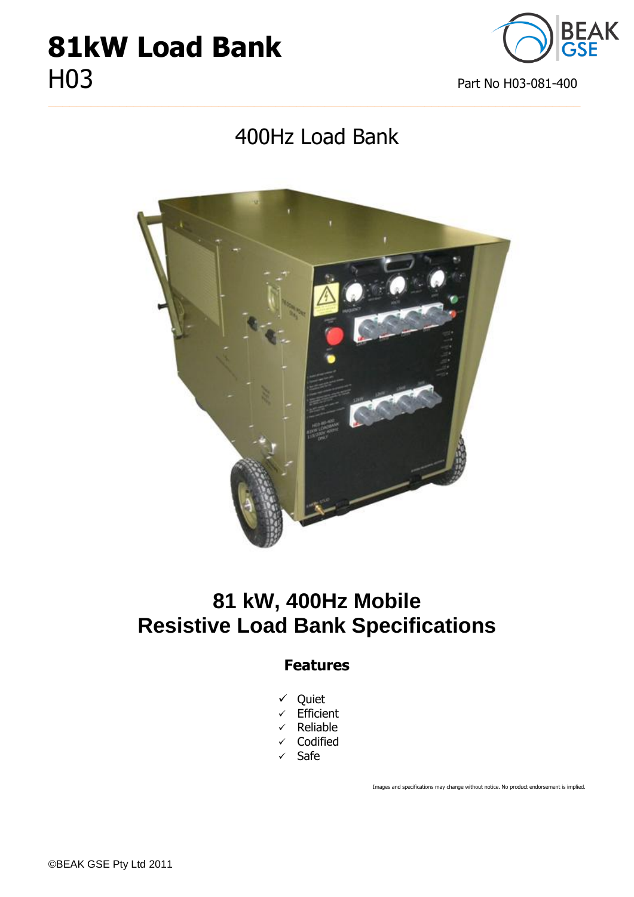# 81kW Load Bank

H03

Part No H03-081-400

## 400Hz Load Bank

## 81 kW, 400Hz Mobile Resistive Load Bank Specifications

### Features

- ✓ Quiet
- ✓ Efficient
- ✓ Reliable
- ✓ Codified
- ✓ Safe

Images and specifications may change without notice. No product endorsement is implied.

©BEAK GSE Pty Ltd 2011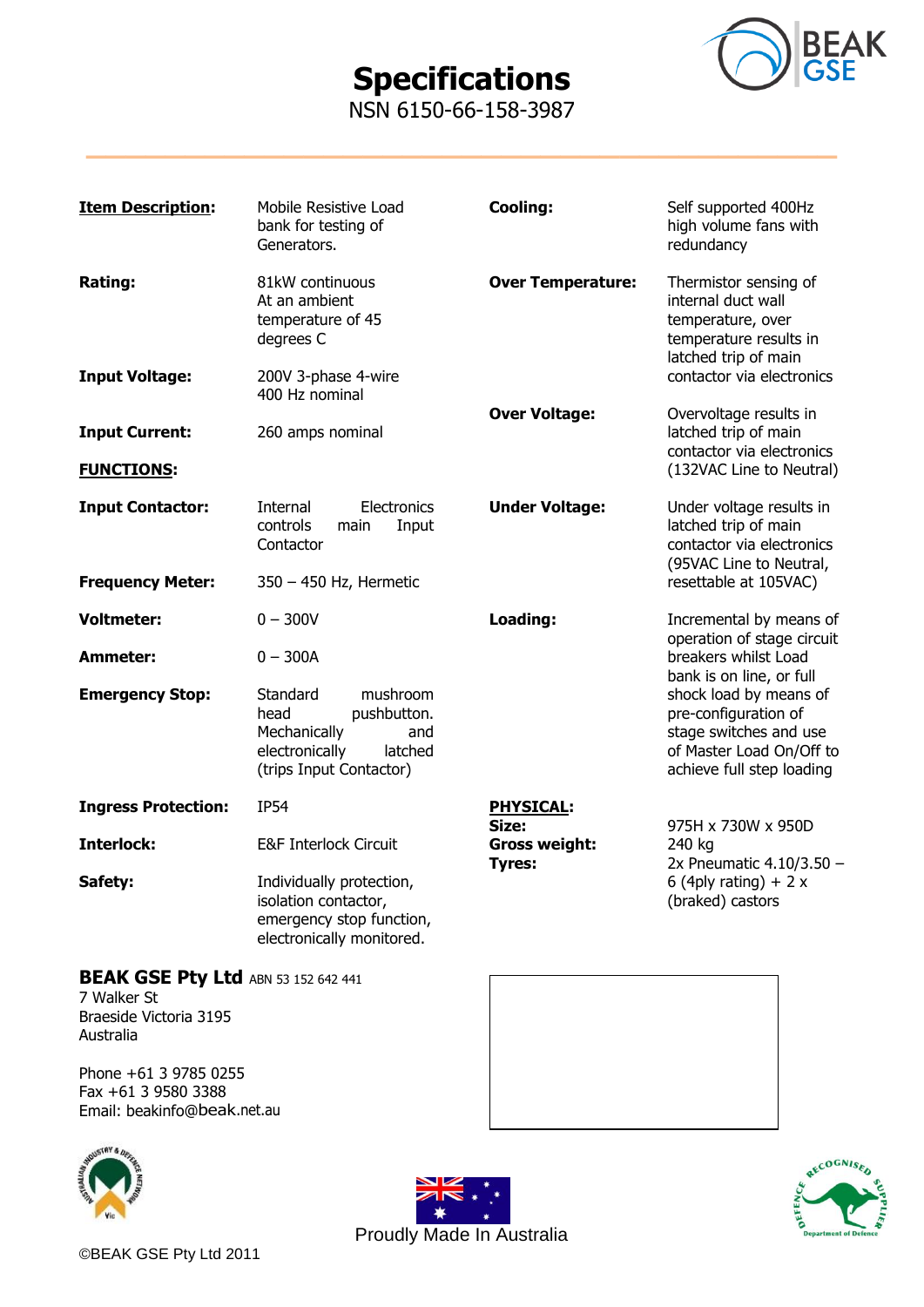# Specifications

NSN 6150-66-158-3987

**Item Description:** Mobile Resistive Load bank for testing of Generators.

**Rating:** 81kW continuous At an ambient temperature of 45 degrees C

**Input Voltage:** 200V 3-phase 4-wire 400 Hz nominal

**Input Current:** 260 amps nominal

**FUNCTIONS:**

**Input Contactor:** Internal Electronics controls main Input Contactor

**Frequency Meter:** 350 – 450 Hz, Hermetic

**Voltmeter:** 0 – 300V

**Ammeter:** 0 – 300A

**Emergency Stop:** Standard mushroom head pushbutton. Mechanically and electronically latched (trips Input Contactor)

**Ingress Protection:** IP54

**Interlock:** E&F Interlock Circuit

**Safety:** Individually protection, isolation contactor, emergency stop function, electronically monitored.

**Cooling:** Self supported 400Hz high volume fans with redundancy

**Over Temperature:** Thermistor sensing of internal duct wall temperature, over temperature results in latched trip of main contactor via electronics

**Over Voltage:** Overvoltage results in latched trip of main contactor via electronics (132VAC Line to Neutral)

**Under Voltage:** Under voltage results in latched trip of main contactor via electronics (95VAC Line to Neutral, resettable at 105VAC)

**Loading:** Incremental by means of operation of stage circuit breakers whilst Load bank is on line, or full shock load by means of pre-configuration of stage switches and use of Master Load On/Off to achieve full step loading

**PHYSICAL:**

**Size:** 975H x 730W x 950D

**Gross weight:** 240 kg

**Tyres:** 2x Pneumatic 4.10/3.50 – 6 (4ply rating) + 2 x (braked) castors

**BEAK GSE Pty Ltd** ABN 53 152 642 441
7 Walker St
Braeside Victoria 3195
Australia

Phone +61 3 9785 0255
Fax +61 3 9580 3388
Email: beakinfo@beak.net.au

Proudly Made In Australia

©BEAK GSE Pty Ltd 2011